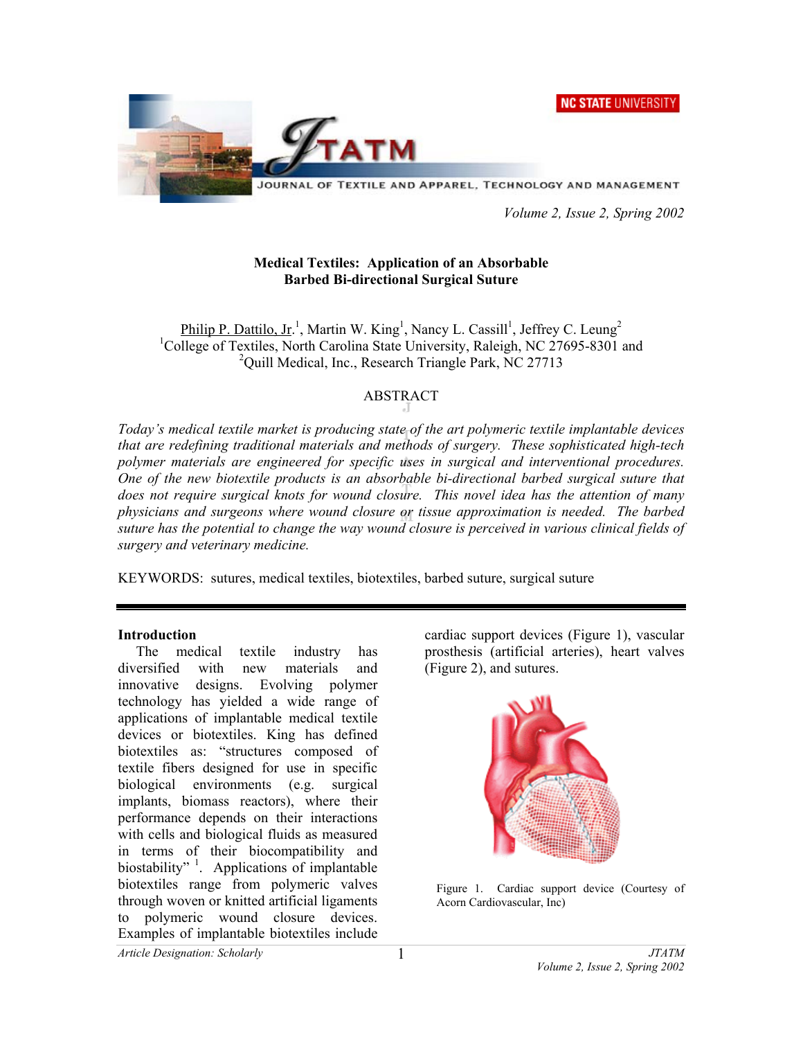# Medical Textiles: Application of an Absorbable Barbed Bi-directional Surgical Suture

Philip P. Dattilo, Jr.[1], Martin W. King[1], Nancy L. Cassill[1], Jeffrey C. Leung[2]

[1]College of Textiles, North Carolina State University, Raleigh, NC 27695-8301 and

[2]Quill Medical, Inc., Research Triangle Park, NC 27713

## ABSTRACT

*Today's medical textile market is producing state of the art polymeric textile implantable devices that are redefining traditional materials and methods of surgery. These sophisticated high-tech polymer materials are engineered for specific uses in surgical and interventional procedures. One of the new biotextile products is an absorbable bi-directional barbed surgical suture that does not require surgical knots for wound closure. This novel idea has the attention of many physicians and surgeons where wound closure or tissue approximation is needed. The barbed suture has the potential to change the way wound closure is perceived in various clinical fields of surgery and veterinary medicine.*

KEYWORDS: sutures, medical textiles, biotextiles, barbed suture, surgical suture

## Introduction

The medical textile industry has diversified with new materials and innovative designs. Evolving polymer technology has yielded a wide range of applications of implantable medical textile devices or biotextiles. King has defined biotextiles as: "structures composed of textile fibers designed for use in specific biological environments (e.g. surgical implants, biomass reactors), where their performance depends on their interactions with cells and biological fluids as measured in terms of their biocompatibility and biostability" [1]. Applications of implantable biotextiles range from polymeric valves through woven or knitted artificial ligaments to polymeric wound closure devices. Examples of implantable biotextiles include cardiac support devices (Figure 1), vascular prosthesis (artificial arteries), heart valves (Figure 2), and sutures.

Figure 1. Cardiac support device (Courtesy of Acorn Cardiovascular, Inc)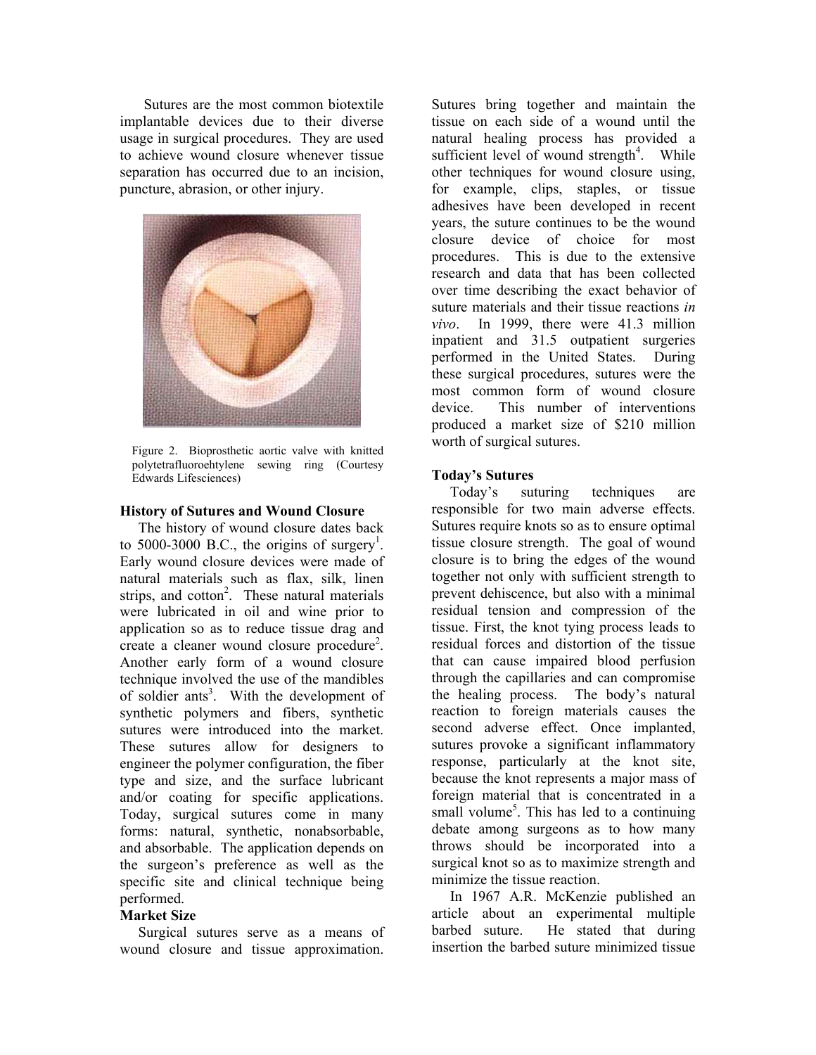Sutures are the most common biotextile implantable devices due to their diverse usage in surgical procedures. They are used to achieve wound closure whenever tissue separation has occurred due to an incision, puncture, abrasion, or other injury.

Figure 2. Bioprosthetic aortic valve with knitted polytetrafluoroehtylene sewing ring (Courtesy Edwards Lifesciences)

**History of Sutures and Wound Closure**

The history of wound closure dates back to 5000-3000 B.C., the origins of surgery[1]. Early wound closure devices were made of natural materials such as flax, silk, linen strips, and cotton[2]. These natural materials were lubricated in oil and wine prior to application so as to reduce tissue drag and create a cleaner wound closure procedure[2]. Another early form of a wound closure technique involved the use of the mandibles of soldier ants[3]. With the development of synthetic polymers and fibers, synthetic sutures were introduced into the market. These sutures allow for designers to engineer the polymer configuration, the fiber type and size, and the surface lubricant and/or coating for specific applications. Today, surgical sutures come in many forms: natural, synthetic, nonabsorbable, and absorbable. The application depends on the surgeon's preference as well as the specific site and clinical technique being performed.

**Market Size**

Surgical sutures serve as a means of wound closure and tissue approximation. Sutures bring together and maintain the tissue on each side of a wound until the natural healing process has provided a sufficient level of wound strength[4]. While other techniques for wound closure using, for example, clips, staples, or tissue adhesives have been developed in recent years, the suture continues to be the wound closure device of choice for most procedures. This is due to the extensive research and data that has been collected over time describing the exact behavior of suture materials and their tissue reactions *in vivo*. In 1999, there were 41.3 million inpatient and 31.5 outpatient surgeries performed in the United States. During these surgical procedures, sutures were the most common form of wound closure device. This number of interventions produced a market size of $210 million worth of surgical sutures.

**Today's Sutures**

Today's suturing techniques are responsible for two main adverse effects. Sutures require knots so as to ensure optimal tissue closure strength. The goal of wound closure is to bring the edges of the wound together not only with sufficient strength to prevent dehiscence, but also with a minimal residual tension and compression of the tissue. First, the knot tying process leads to residual forces and distortion of the tissue that can cause impaired blood perfusion through the capillaries and can compromise the healing process. The body's natural reaction to foreign materials causes the second adverse effect. Once implanted, sutures provoke a significant inflammatory response, particularly at the knot site, because the knot represents a major mass of foreign material that is concentrated in a small volume[5]. This has led to a continuing debate among surgeons as to how many throws should be incorporated into a surgical knot so as to maximize strength and minimize the tissue reaction.

In 1967 A.R. McKenzie published an article about an experimental multiple barbed suture. He stated that during insertion the barbed suture minimized tissue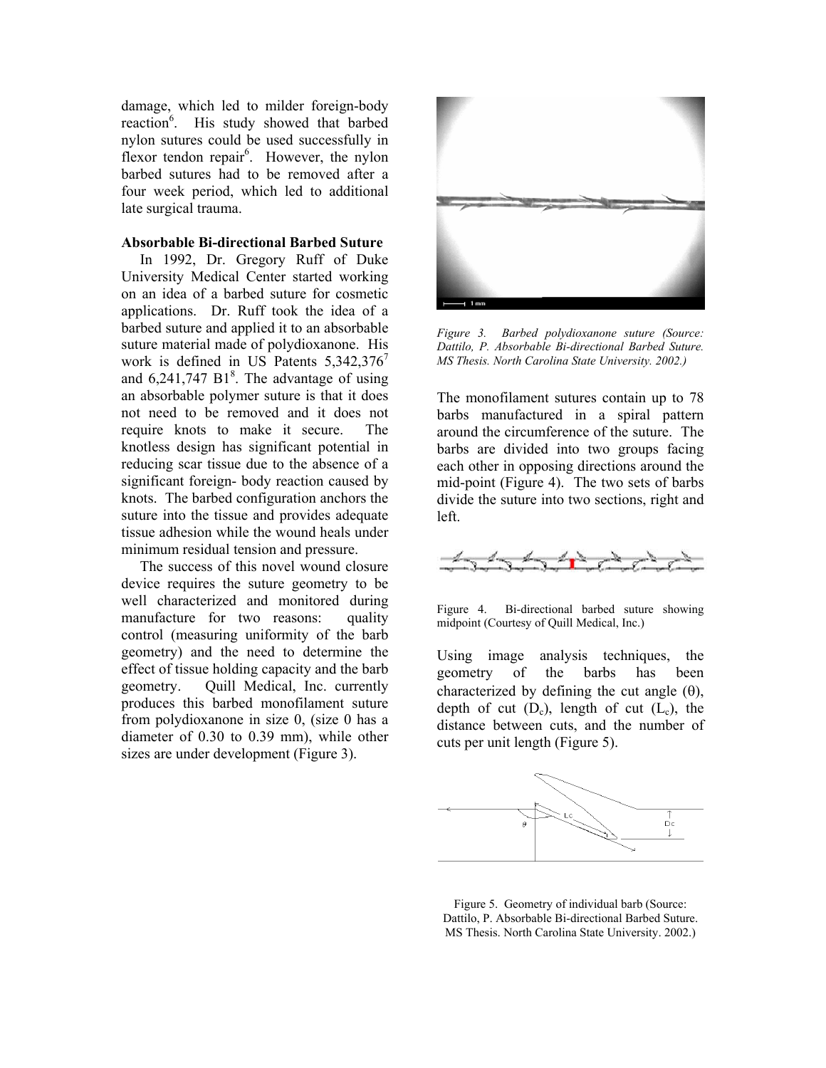damage, which led to milder foreign-body reaction[6]. His study showed that barbed nylon sutures could be used successfully in flexor tendon repair[6]. However, the nylon barbed sutures had to be removed after a four week period, which led to additional late surgical trauma.

**Absorbable Bi-directional Barbed Suture**

In 1992, Dr. Gregory Ruff of Duke University Medical Center started working on an idea of a barbed suture for cosmetic applications. Dr. Ruff took the idea of a barbed suture and applied it to an absorbable suture material made of polydioxanone. His work is defined in US Patents 5,342,376[7] and 6,241,747 B1[8]. The advantage of using an absorbable polymer suture is that it does not need to be removed and it does not require knots to make it secure. The knotless design has significant potential in reducing scar tissue due to the absence of a significant foreign- body reaction caused by knots. The barbed configuration anchors the suture into the tissue and provides adequate tissue adhesion while the wound heals under minimum residual tension and pressure.

The success of this novel wound closure device requires the suture geometry to be well characterized and monitored during manufacture for two reasons: quality control (measuring uniformity of the barb geometry) and the need to determine the effect of tissue holding capacity and the barb geometry. Quill Medical, Inc. currently produces this barbed monofilament suture from polydioxanone in size 0, (size 0 has a diameter of 0.30 to 0.39 mm), while other sizes are under development (Figure 3).

*Figure 3. Barbed polydioxanone suture (Source: Dattilo, P. Absorbable Bi-directional Barbed Suture. MS Thesis. North Carolina State University. 2002.)*

The monofilament sutures contain up to 78 barbs manufactured in a spiral pattern around the circumference of the suture. The barbs are divided into two groups facing each other in opposing directions around the mid-point (Figure 4). The two sets of barbs divide the suture into two sections, right and left.

Figure 4. Bi-directional barbed suture showing midpoint (Courtesy of Quill Medical, Inc.)

Using image analysis techniques, the geometry of the barbs has been characterized by defining the cut angle ($\theta$), depth of cut ($D_c$), length of cut ($L_c$), the distance between cuts, and the number of cuts per unit length (Figure 5).

Figure 5. Geometry of individual barb (Source: Dattilo, P. Absorbable Bi-directional Barbed Suture. MS Thesis. North Carolina State University. 2002.)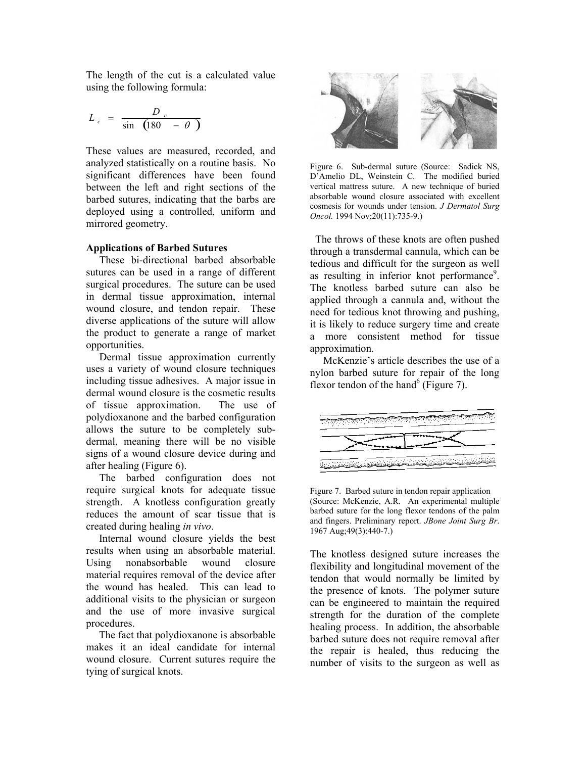The length of the cut is a calculated value using the following formula:

$$L_c = \frac{D_c}{\sin(180 - \theta)}$$

These values are measured, recorded, and analyzed statistically on a routine basis. No significant differences have been found between the left and right sections of the barbed sutures, indicating that the barbs are deployed using a controlled, uniform and mirrored geometry.

**Applications of Barbed Sutures**

These bi-directional barbed absorbable sutures can be used in a range of different surgical procedures. The suture can be used in dermal tissue approximation, internal wound closure, and tendon repair. These diverse applications of the suture will allow the product to generate a range of market opportunities.

Dermal tissue approximation currently uses a variety of wound closure techniques including tissue adhesives. A major issue in dermal wound closure is the cosmetic results of tissue approximation. The use of polydioxanone and the barbed configuration allows the suture to be completely sub-dermal, meaning there will be no visible signs of a wound closure device during and after healing (Figure 6).

The barbed configuration does not require surgical knots for adequate tissue strength. A knotless configuration greatly reduces the amount of scar tissue that is created during healing *in vivo*.

Internal wound closure yields the best results when using an absorbable material. Using nonabsorbable wound closure material requires removal of the device after the wound has healed. This can lead to additional visits to the physician or surgeon and the use of more invasive surgical procedures.

The fact that polydioxanone is absorbable makes it an ideal candidate for internal wound closure. Current sutures require the tying of surgical knots.

Figure 6. Sub-dermal suture (Source: Sadick NS, D'Amelio DL, Weinstein C. The modified buried vertical mattress suture. A new technique of buried absorbable wound closure associated with excellent cosmesis for wounds under tension. *J Dermatol Surg Oncol.* 1994 Nov;20(11):735-9.)

The throws of these knots are often pushed through a transdermal cannula, which can be tedious and difficult for the surgeon as well as resulting in inferior knot performance[9]. The knotless barbed suture can also be applied through a cannula and, without the need for tedious knot throwing and pushing, it is likely to reduce surgery time and create a more consistent method for tissue approximation.

McKenzie's article describes the use of a nylon barbed suture for repair of the long flexor tendon of the hand[6] (Figure 7).

Figure 7. Barbed suture in tendon repair application (Source: McKenzie, A.R. An experimental multiple barbed suture for the long flexor tendons of the palm and fingers. Preliminary report. *JBone Joint Surg Br.* 1967 Aug;49(3):440-7.)

The knotless designed suture increases the flexibility and longitudinal movement of the tendon that would normally be limited by the presence of knots. The polymer suture can be engineered to maintain the required strength for the duration of the complete healing process. In addition, the absorbable barbed suture does not require removal after the repair is healed, thus reducing the number of visits to the surgeon as well as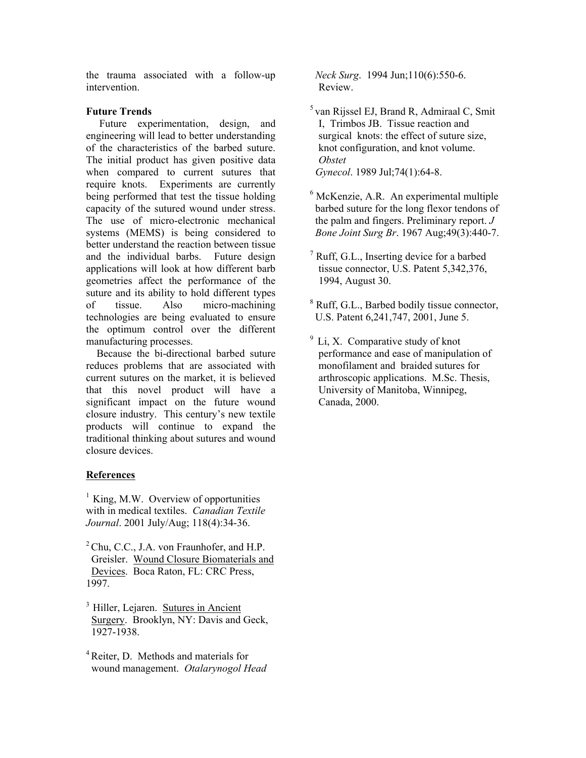the trauma associated with a follow-up intervention.

**Future Trends**

Future experimentation, design, and engineering will lead to better understanding of the characteristics of the barbed suture. The initial product has given positive data when compared to current sutures that require knots. Experiments are currently being performed that test the tissue holding capacity of the sutured wound under stress. The use of micro-electronic mechanical systems (MEMS) is being considered to better understand the reaction between tissue and the individual barbs. Future design applications will look at how different barb geometries affect the performance of the suture and its ability to hold different types of tissue. Also micro-machining technologies are being evaluated to ensure the optimum control over the different manufacturing processes.

Because the bi-directional barbed suture reduces problems that are associated with current sutures on the market, it is believed that this novel product will have a significant impact on the future wound closure industry. This century's new textile products will continue to expand the traditional thinking about sutures and wound closure devices.

**References**

[1] King, M.W. Overview of opportunities with in medical textiles. *Canadian Textile Journal*. 2001 July/Aug; 118(4):34-36.

[2] Chu, C.C., J.A. von Fraunhofer, and H.P. Greisler. Wound Closure Biomaterials and Devices. Boca Raton, FL: CRC Press, 1997.

[3] Hiller, Lejaren. Sutures in Ancient Surgery. Brooklyn, NY: Davis and Geck, 1927-1938.

[4] Reiter, D. Methods and materials for wound management. *Otalarynogol Head Neck Surg*. 1994 Jun;110(6):550-6. Review.

[5] van Rijssel EJ, Brand R, Admiraal C, Smit I, Trimbos JB. Tissue reaction and surgical knots: the effect of suture size, knot configuration, and knot volume. *Obstet Gynecol*. 1989 Jul;74(1):64-8.

[6] McKenzie, A.R. An experimental multiple barbed suture for the long flexor tendons of the palm and fingers. Preliminary report. *J Bone Joint Surg Br*. 1967 Aug;49(3):440-7.

[7] Ruff, G.L., Inserting device for a barbed tissue connector, U.S. Patent 5,342,376, 1994, August 30.

[8] Ruff, G.L., Barbed bodily tissue connector, U.S. Patent 6,241,747, 2001, June 5.

[9] Li, X. Comparative study of knot performance and ease of manipulation of monofilament and braided sutures for arthroscopic applications. M.Sc. Thesis, University of Manitoba, Winnipeg, Canada, 2000.